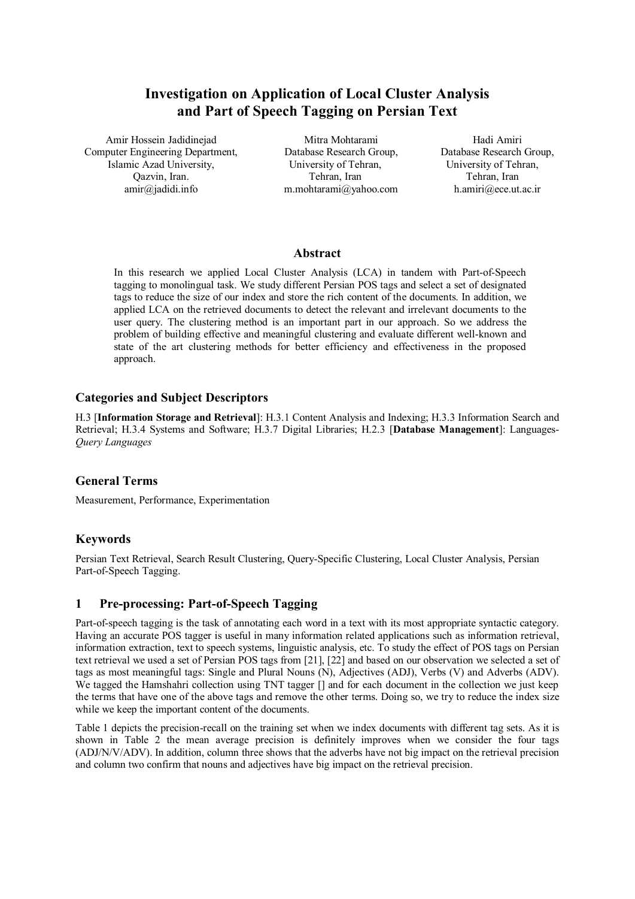# Investigation on Application of Local Cluster Analysis and Part of Speech Tagging on Persian Text

Amir Hossein Jadidinejad
Computer Engineering Department,
Islamic Azad University,
Qazvin, Iran.
amir@jadidi.info

Mitra Mohtarami
Database Research Group,
University of Tehran,
Tehran, Iran
m.mohtarami@yahoo.com

Hadi Amiri
Database Research Group,
University of Tehran,
Tehran, Iran
h.amiri@ece.ut.ac.ir

## Abstract

In this research we applied Local Cluster Analysis (LCA) in tandem with Part-of-Speech tagging to monolingual task. We study different Persian POS tags and select a set of designated tags to reduce the size of our index and store the rich content of the documents. In addition, we applied LCA on the retrieved documents to detect the relevant and irrelevant documents to the user query. The clustering method is an important part in our approach. So we address the problem of building effective and meaningful clustering and evaluate different well-known and state of the art clustering methods for better efficiency and effectiveness in the proposed approach.

## Categories and Subject Descriptors

H.3 [**Information Storage and Retrieval**]: H.3.1 Content Analysis and Indexing; H.3.3 Information Search and Retrieval; H.3.4 Systems and Software; H.3.7 Digital Libraries; H.2.3 [**Database Management**]: Languages-*Query Languages*

## General Terms

Measurement, Performance, Experimentation

## Keywords

Persian Text Retrieval, Search Result Clustering, Query-Specific Clustering, Local Cluster Analysis, Persian Part-of-Speech Tagging.

## 1 Pre-processing: Part-of-Speech Tagging

Part-of-speech tagging is the task of annotating each word in a text with its most appropriate syntactic category. Having an accurate POS tagger is useful in many information related applications such as information retrieval, information extraction, text to speech systems, linguistic analysis, etc. To study the effect of POS tags on Persian text retrieval we used a set of Persian POS tags from [21], [22] and based on our observation we selected a set of tags as most meaningful tags: Single and Plural Nouns (N), Adjectives (ADJ), Verbs (V) and Adverbs (ADV). We tagged the Hamshahri collection using TNT tagger [] and for each document in the collection we just keep the terms that have one of the above tags and remove the other terms. Doing so, we try to reduce the index size while we keep the important content of the documents.

Table 1 depicts the precision-recall on the training set when we index documents with different tag sets. As it is shown in Table 2 the mean average precision is definitely improves when we consider the four tags (ADJ/N/V/ADV). In addition, column three shows that the adverbs have not big impact on the retrieval precision and column two confirm that nouns and adjectives have big impact on the retrieval precision.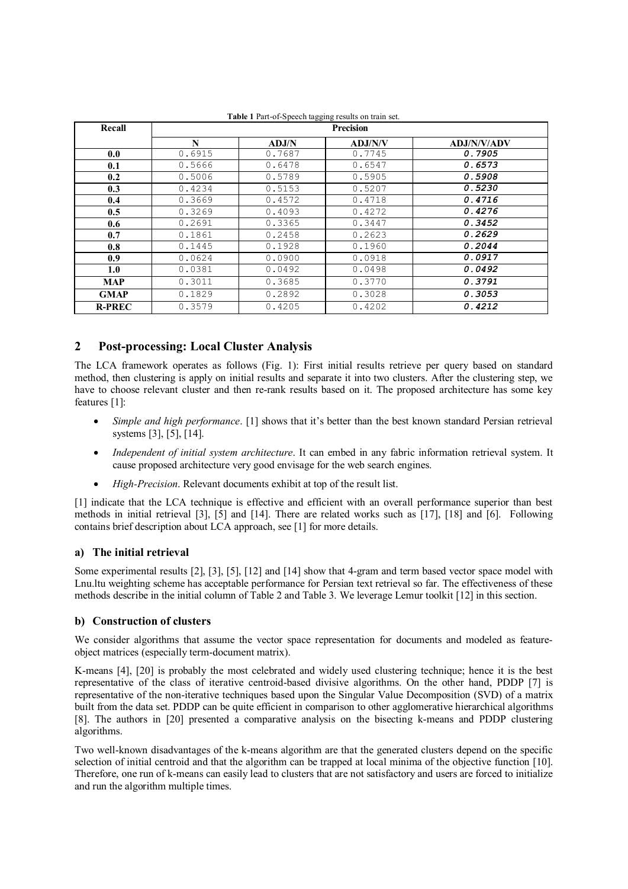**Table 1** Part-of-Speech tagging results on train set.

| Recall | Precision | | | |
|---|---|---|---|---|
| | N | ADJ/N | ADJ/N/V | ADJ/N/V/ADV |
| **0.0** | 0.6915 | 0.7687 | 0.7745 | ***0.7905*** |
| **0.1** | 0.5666 | 0.6478 | 0.6547 | ***0.6573*** |
| **0.2** | 0.5006 | 0.5789 | 0.5905 | ***0.5908*** |
| **0.3** | 0.4234 | 0.5153 | 0.5207 | ***0.5230*** |
| **0.4** | 0.3669 | 0.4572 | 0.4718 | ***0.4716*** |
| **0.5** | 0.3269 | 0.4093 | 0.4272 | ***0.4276*** |
| **0.6** | 0.2691 | 0.3365 | 0.3447 | ***0.3452*** |
| **0.7** | 0.1861 | 0.2458 | 0.2623 | ***0.2629*** |
| **0.8** | 0.1445 | 0.1928 | 0.1960 | ***0.2044*** |
| **0.9** | 0.0624 | 0.0900 | 0.0918 | ***0.0917*** |
| **1.0** | 0.0381 | 0.0492 | 0.0498 | ***0.0492*** |
| **MAP** | 0.3011 | 0.3685 | 0.3770 | ***0.3791*** |
| **GMAP** | 0.1829 | 0.2892 | 0.3028 | ***0.3053*** |
| **R-PREC** | 0.3579 | 0.4205 | 0.4202 | ***0.4212*** |

## 2 Post-processing: Local Cluster Analysis

The LCA framework operates as follows (Fig. 1): First initial results retrieve per query based on standard method, then clustering is apply on initial results and separate it into two clusters. After the clustering step, we have to choose relevant cluster and then re-rank results based on it. The proposed architecture has some key features [1]:

- *Simple and high performance*. [1] shows that it's better than the best known standard Persian retrieval systems [3], [5], [14].
- *Independent of initial system architecture*. It can embed in any fabric information retrieval system. It cause proposed architecture very good envisage for the web search engines.
- *High-Precision*. Relevant documents exhibit at top of the result list.

[1] indicate that the LCA technique is effective and efficient with an overall performance superior than best methods in initial retrieval [3], [5] and [14]. There are related works such as [17], [18] and [6]. Following contains brief description about LCA approach, see [1] for more details.

### a) The initial retrieval

Some experimental results [2], [3], [5], [12] and [14] show that 4-gram and term based vector space model with Lnu.ltu weighting scheme has acceptable performance for Persian text retrieval so far. The effectiveness of these methods describe in the initial column of Table 2 and Table 3. We leverage Lemur toolkit [12] in this section.

### b) Construction of clusters

We consider algorithms that assume the vector space representation for documents and modeled as feature-object matrices (especially term-document matrix).

K-means [4], [20] is probably the most celebrated and widely used clustering technique; hence it is the best representative of the class of iterative centroid-based divisive algorithms. On the other hand, PDDP [7] is representative of the non-iterative techniques based upon the Singular Value Decomposition (SVD) of a matrix built from the data set. PDDP can be quite efficient in comparison to other agglomerative hierarchical algorithms [8]. The authors in [20] presented a comparative analysis on the bisecting k-means and PDDP clustering algorithms.

Two well-known disadvantages of the k-means algorithm are that the generated clusters depend on the specific selection of initial centroid and that the algorithm can be trapped at local minima of the objective function [10]. Therefore, one run of k-means can easily lead to clusters that are not satisfactory and users are forced to initialize and run the algorithm multiple times.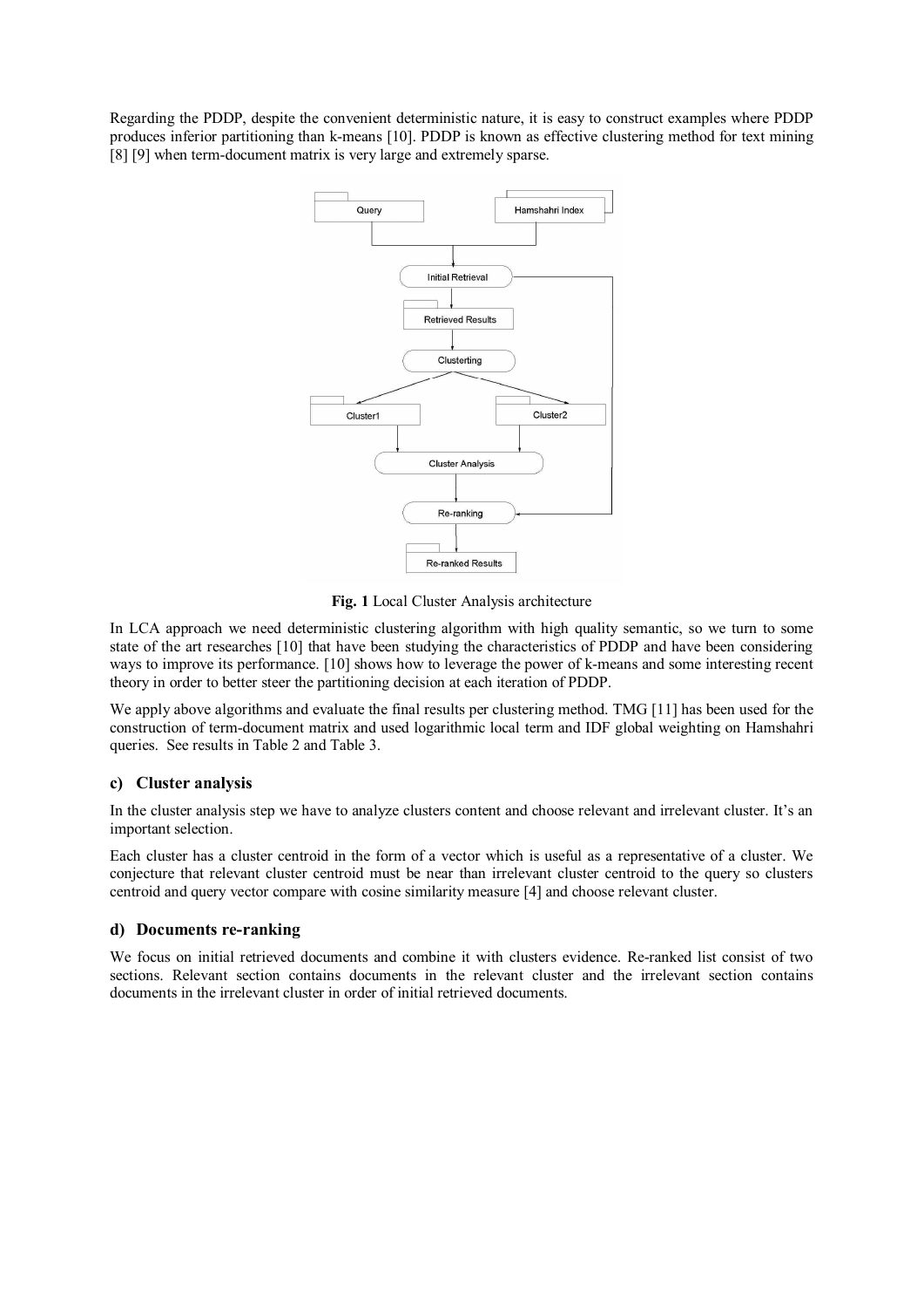Regarding the PDDP, despite the convenient deterministic nature, it is easy to construct examples where PDDP produces inferior partitioning than k-means [10]. PDDP is known as effective clustering method for text mining [8] [9] when term-document matrix is very large and extremely sparse.

**Fig. 1** Local Cluster Analysis architecture

In LCA approach we need deterministic clustering algorithm with high quality semantic, so we turn to some state of the art researches [10] that have been studying the characteristics of PDDP and have been considering ways to improve its performance. [10] shows how to leverage the power of k-means and some interesting recent theory in order to better steer the partitioning decision at each iteration of PDDP.

We apply above algorithms and evaluate the final results per clustering method. TMG [11] has been used for the construction of term-document matrix and used logarithmic local term and IDF global weighting on Hamshahri queries. See results in Table 2 and Table 3.

### c) Cluster analysis

In the cluster analysis step we have to analyze clusters content and choose relevant and irrelevant cluster. It's an important selection.

Each cluster has a cluster centroid in the form of a vector which is useful as a representative of a cluster. We conjecture that relevant cluster centroid must be near than irrelevant cluster centroid to the query so clusters centroid and query vector compare with cosine similarity measure [4] and choose relevant cluster.

### d) Documents re-ranking

We focus on initial retrieved documents and combine it with clusters evidence. Re-ranked list consist of two sections. Relevant section contains documents in the relevant cluster and the irrelevant section contains documents in the irrelevant cluster in order of initial retrieved documents.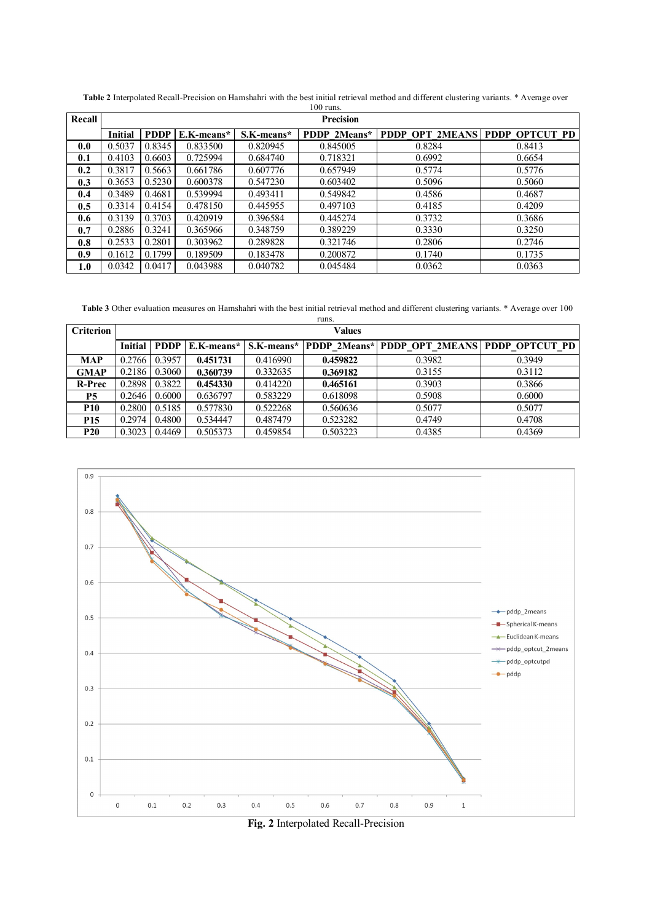**Table 2** Interpolated Recall-Precision on Hamshahri with the best initial retrieval method and different clustering variants. * Average over 100 runs.

| Recall | Precision | | | | | | |
|---|---|---|---|---|---|---|---|
| | **Initial** | **PDDP** | **E.K-means*** | **S.K-means*** | **PDDP_2Means*** | **PDDP_OPT_2MEANS** | **PDDP_OPTCUT_PD** |
| **0.0** | 0.5037 | 0.8345 | 0.833500 | 0.820945 | 0.845005 | 0.8284 | 0.8413 |
| **0.1** | 0.4103 | 0.6603 | 0.725994 | 0.684740 | 0.718321 | 0.6992 | 0.6654 |
| **0.2** | 0.3817 | 0.5663 | 0.661786 | 0.607776 | 0.657949 | 0.5774 | 0.5776 |
| **0.3** | 0.3653 | 0.5230 | 0.600378 | 0.547230 | 0.603402 | 0.5096 | 0.5060 |
| **0.4** | 0.3489 | 0.4681 | 0.539994 | 0.493411 | 0.549842 | 0.4586 | 0.4687 |
| **0.5** | 0.3314 | 0.4154 | 0.478150 | 0.445955 | 0.497103 | 0.4185 | 0.4209 |
| **0.6** | 0.3139 | 0.3703 | 0.420919 | 0.396584 | 0.445274 | 0.3732 | 0.3686 |
| **0.7** | 0.2886 | 0.3241 | 0.365966 | 0.348759 | 0.389229 | 0.3330 | 0.3250 |
| **0.8** | 0.2533 | 0.2801 | 0.303962 | 0.289828 | 0.321746 | 0.2806 | 0.2746 |
| **0.9** | 0.1612 | 0.1799 | 0.189509 | 0.183478 | 0.200872 | 0.1740 | 0.1735 |
| **1.0** | 0.0342 | 0.0417 | 0.043988 | 0.040782 | 0.045484 | 0.0362 | 0.0363 |

**Table 3** Other evaluation measures on Hamshahri with the best initial retrieval method and different clustering variants. * Average over 100 runs.

| Criterion | Values | | | | | | |
|---|---|---|---|---|---|---|---|
| | **Initial** | **PDDP** | **E.K-means*** | **S.K-means*** | **PDDP_2Means*** | **PDDP_OPT_2MEANS** | **PDDP_OPTCUT_PD** |
| **MAP** | 0.2766 | 0.3957 | **0.451731** | 0.416990 | **0.459822** | 0.3982 | 0.3949 |
| **GMAP** | 0.2186 | 0.3060 | **0.360739** | 0.332635 | **0.369182** | 0.3155 | 0.3112 |
| **R-Prec** | 0.2898 | 0.3822 | **0.454330** | 0.414220 | **0.465161** | 0.3903 | 0.3866 |
| **P5** | 0.2646 | 0.6000 | 0.636797 | 0.583229 | 0.618098 | 0.5908 | 0.6000 |
| **P10** | 0.2800 | 0.5185 | 0.577830 | 0.522268 | 0.560636 | 0.5077 | 0.5077 |
| **P15** | 0.2974 | 0.4800 | 0.534447 | 0.487479 | 0.523282 | 0.4749 | 0.4708 |
| **P20** | 0.3023 | 0.4469 | 0.505373 | 0.459854 | 0.503223 | 0.4385 | 0.4369 |

**Fig. 2** Interpolated Recall-Precision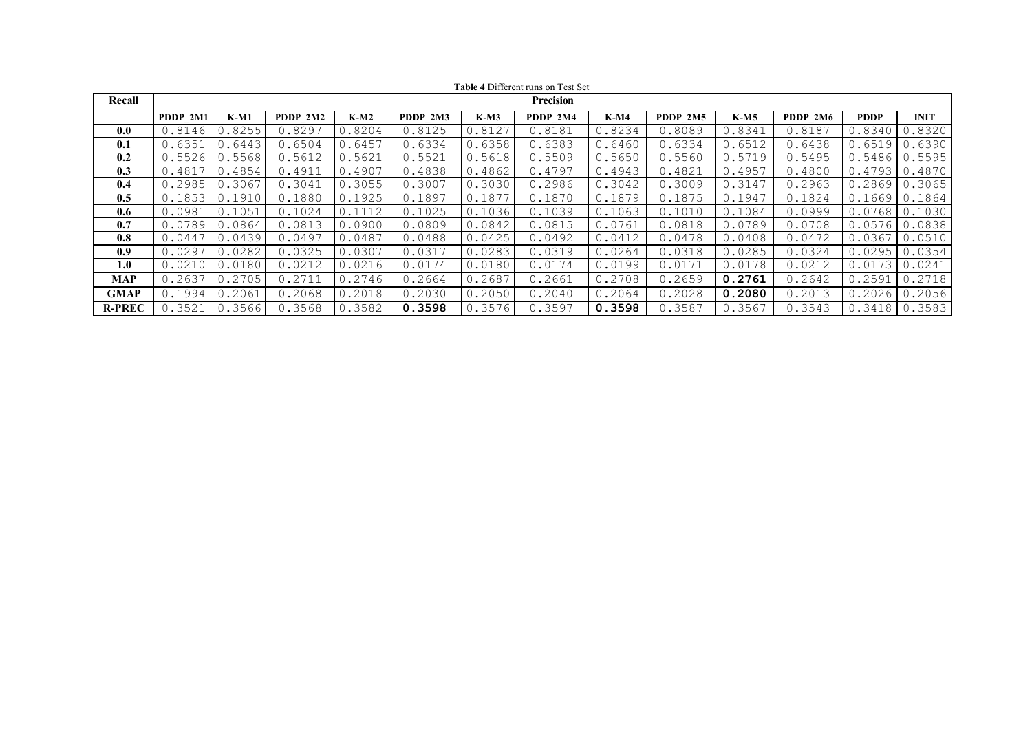**Table 4** Different runs on Test Set

| Recall | Precision | | | | | | | | | | | | |
|---|---|---|---|---|---|---|---|---|---|---|---|---|---|
| | **PDDP_2M1** | **K-M1** | **PDDP_2M2** | **K-M2** | **PDDP_2M3** | **K-M3** | **PDDP_2M4** | **K-M4** | **PDDP_2M5** | **K-M5** | **PDDP_2M6** | **PDDP** | **INIT** |
| **0.0** | 0.8146 | 0.8255 | 0.8297 | 0.8204 | 0.8125 | 0.8127 | 0.8181 | 0.8234 | 0.8089 | 0.8341 | 0.8187 | 0.8340 | 0.8320 |
| **0.1** | 0.6351 | 0.6443 | 0.6504 | 0.6457 | 0.6334 | 0.6358 | 0.6383 | 0.6460 | 0.6334 | 0.6512 | 0.6438 | 0.6519 | 0.6390 |
| **0.2** | 0.5526 | 0.5568 | 0.5612 | 0.5621 | 0.5521 | 0.5618 | 0.5509 | 0.5650 | 0.5560 | 0.5719 | 0.5495 | 0.5486 | 0.5595 |
| **0.3** | 0.4817 | 0.4854 | 0.4911 | 0.4907 | 0.4838 | 0.4862 | 0.4797 | 0.4943 | 0.4821 | 0.4957 | 0.4800 | 0.4793 | 0.4870 |
| **0.4** | 0.2985 | 0.3067 | 0.3041 | 0.3055 | 0.3007 | 0.3030 | 0.2986 | 0.3042 | 0.3009 | 0.3147 | 0.2963 | 0.2869 | 0.3065 |
| **0.5** | 0.1853 | 0.1910 | 0.1880 | 0.1925 | 0.1897 | 0.1877 | 0.1870 | 0.1879 | 0.1875 | 0.1947 | 0.1824 | 0.1669 | 0.1864 |
| **0.6** | 0.0981 | 0.1051 | 0.1024 | 0.1112 | 0.1025 | 0.1036 | 0.1039 | 0.1063 | 0.1010 | 0.1084 | 0.0999 | 0.0768 | 0.1030 |
| **0.7** | 0.0789 | 0.0864 | 0.0813 | 0.0900 | 0.0809 | 0.0842 | 0.0815 | 0.0761 | 0.0818 | 0.0789 | 0.0708 | 0.0576 | 0.0838 |
| **0.8** | 0.0447 | 0.0439 | 0.0497 | 0.0487 | 0.0488 | 0.0425 | 0.0492 | 0.0412 | 0.0478 | 0.0408 | 0.0472 | 0.0367 | 0.0510 |
| **0.9** | 0.0297 | 0.0282 | 0.0325 | 0.0307 | 0.0317 | 0.0283 | 0.0319 | 0.0264 | 0.0318 | 0.0285 | 0.0324 | 0.0295 | 0.0354 |
| **1.0** | 0.0210 | 0.0180 | 0.0212 | 0.0216 | 0.0174 | 0.0180 | 0.0174 | 0.0199 | 0.0171 | 0.0178 | 0.0212 | 0.0173 | 0.0241 |
| **MAP** | 0.2637 | 0.2705 | 0.2711 | 0.2746 | 0.2664 | 0.2687 | 0.2661 | 0.2708 | 0.2659 | **0.2761** | 0.2642 | 0.2591 | 0.2718 |
| **GMAP** | 0.1994 | 0.2061 | 0.2068 | 0.2018 | 0.2030 | 0.2050 | 0.2040 | 0.2064 | 0.2028 | **0.2080** | 0.2013 | 0.2026 | 0.2056 |
| **R-PREC** | 0.3521 | 0.3566 | 0.3568 | 0.3582 | **0.3598** | 0.3576 | 0.3597 | **0.3598** | 0.3587 | 0.3567 | 0.3543 | 0.3418 | 0.3583 |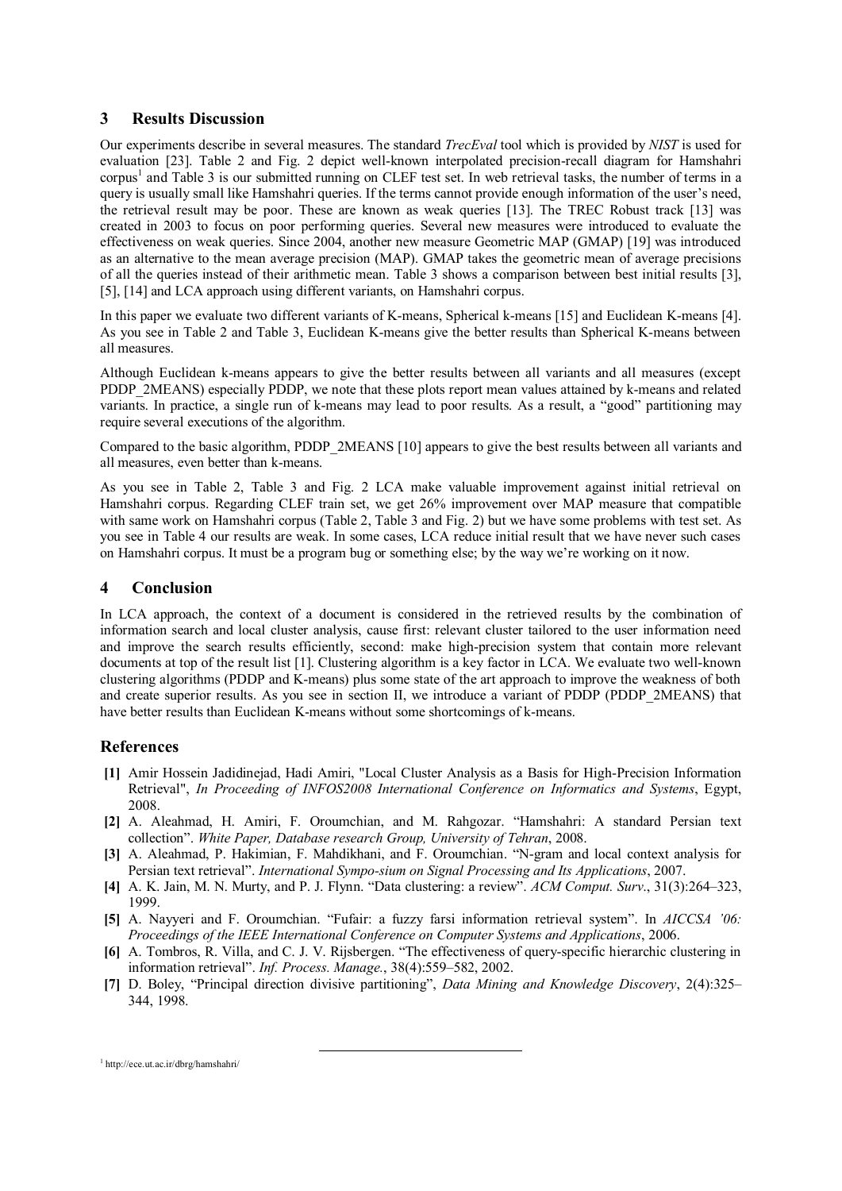## 3 Results Discussion

Our experiments describe in several measures. The standard *TrecEval* tool which is provided by *NIST* is used for evaluation [23]. Table 2 and Fig. 2 depict well-known interpolated precision-recall diagram for Hamshahri corpus[1] and Table 3 is our submitted running on CLEF test set. In web retrieval tasks, the number of terms in a query is usually small like Hamshahri queries. If the terms cannot provide enough information of the user's need, the retrieval result may be poor. These are known as weak queries [13]. The TREC Robust track [13] was created in 2003 to focus on poor performing queries. Several new measures were introduced to evaluate the effectiveness on weak queries. Since 2004, another new measure Geometric MAP (GMAP) [19] was introduced as an alternative to the mean average precision (MAP). GMAP takes the geometric mean of average precisions of all the queries instead of their arithmetic mean. Table 3 shows a comparison between best initial results [3], [5], [14] and LCA approach using different variants, on Hamshahri corpus.

In this paper we evaluate two different variants of K-means, Spherical k-means [15] and Euclidean K-means [4]. As you see in Table 2 and Table 3, Euclidean K-means give the better results than Spherical K-means between all measures.

Although Euclidean k-means appears to give the better results between all variants and all measures (except PDDP_2MEANS) especially PDDP, we note that these plots report mean values attained by k-means and related variants. In practice, a single run of k-means may lead to poor results. As a result, a "good" partitioning may require several executions of the algorithm.

Compared to the basic algorithm, PDDP_2MEANS [10] appears to give the best results between all variants and all measures, even better than k-means.

As you see in Table 2, Table 3 and Fig. 2 LCA make valuable improvement against initial retrieval on Hamshahri corpus. Regarding CLEF train set, we get 26% improvement over MAP measure that compatible with same work on Hamshahri corpus (Table 2, Table 3 and Fig. 2) but we have some problems with test set. As you see in Table 4 our results are weak. In some cases, LCA reduce initial result that we have never such cases on Hamshahri corpus. It must be a program bug or something else; by the way we're working on it now.

## 4 Conclusion

In LCA approach, the context of a document is considered in the retrieved results by the combination of information search and local cluster analysis, cause first: relevant cluster tailored to the user information need and improve the search results efficiently, second: make high-precision system that contain more relevant documents at top of the result list [1]. Clustering algorithm is a key factor in LCA. We evaluate two well-known clustering algorithms (PDDP and K-means) plus some state of the art approach to improve the weakness of both and create superior results. As you see in section II, we introduce a variant of PDDP (PDDP_2MEANS) that have better results than Euclidean K-means without some shortcomings of k-means.

## References

**[1]** Amir Hossein Jadidinejad, Hadi Amiri, "Local Cluster Analysis as a Basis for High-Precision Information Retrieval", *In Proceeding of INFOS2008 International Conference on Informatics and Systems*, Egypt, 2008.

**[2]** A. Aleahmad, H. Amiri, F. Oroumchian, and M. Rahgozar. "Hamshahri: A standard Persian text collection". *White Paper, Database research Group, University of Tehran*, 2008.

**[3]** A. Aleahmad, P. Hakimian, F. Mahdikhani, and F. Oroumchian. "N-gram and local context analysis for Persian text retrieval". *International Sympo-sium on Signal Processing and Its Applications*, 2007.

**[4]** A. K. Jain, M. N. Murty, and P. J. Flynn. "Data clustering: a review". *ACM Comput. Surv.*, 31(3):264–323, 1999.

**[5]** A. Nayyeri and F. Oroumchian. "Fufair: a fuzzy farsi information retrieval system". In *AICCSA '06: Proceedings of the IEEE International Conference on Computer Systems and Applications*, 2006.

**[6]** A. Tombros, R. Villa, and C. J. V. Rijsbergen. "The effectiveness of query-specific hierarchic clustering in information retrieval". *Inf. Process. Manage.*, 38(4):559–582, 2002.

**[7]** D. Boley, "Principal direction divisive partitioning", *Data Mining and Knowledge Discovery*, 2(4):325–344, 1998.

[1] http://ece.ut.ac.ir/dbrg/hamshahri/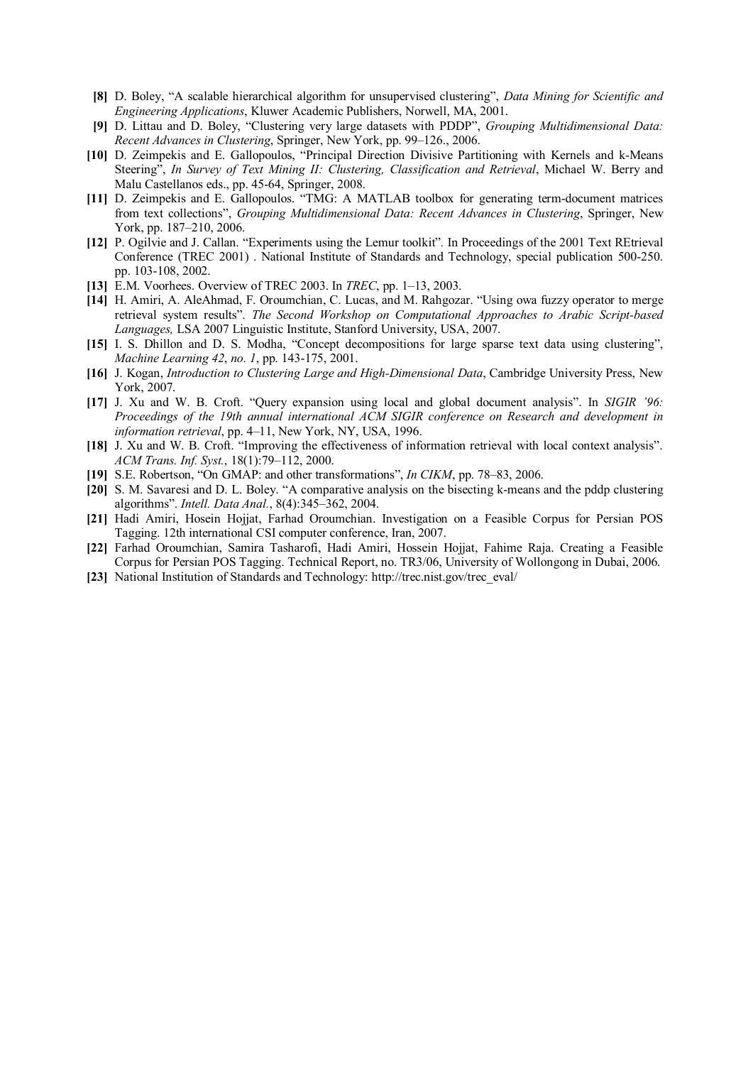**[8]** D. Boley, "A scalable hierarchical algorithm for unsupervised clustering", *Data Mining for Scientific and Engineering Applications*, Kluwer Academic Publishers, Norwell, MA, 2001.

**[9]** D. Littau and D. Boley, "Clustering very large datasets with PDDP", *Grouping Multidimensional Data: Recent Advances in Clustering*, Springer, New York, pp. 99–126., 2006.

**[10]** D. Zeimpekis and E. Gallopoulos, "Principal Direction Divisive Partitioning with Kernels and k-Means Steering", *In Survey of Text Mining II: Clustering, Classification and Retrieval*, Michael W. Berry and Malu Castellanos eds., pp. 45-64, Springer, 2008.

**[11]** D. Zeimpekis and E. Gallopoulos. "TMG: A MATLAB toolbox for generating term-document matrices from text collections", *Grouping Multidimensional Data: Recent Advances in Clustering*, Springer, New York, pp. 187–210, 2006.

**[12]** P. Ogilvie and J. Callan. "Experiments using the Lemur toolkit". In Proceedings of the 2001 Text REtrieval Conference (TREC 2001) . National Institute of Standards and Technology, special publication 500-250. pp. 103-108, 2002.

**[13]** E.M. Voorhees. Overview of TREC 2003. In *TREC*, pp. 1–13, 2003.

**[14]** H. Amiri, A. AleAhmad, F. Oroumchian, C. Lucas, and M. Rahgozar. "Using owa fuzzy operator to merge retrieval system results". *The Second Workshop on Computational Approaches to Arabic Script-based Languages,* LSA 2007 Linguistic Institute, Stanford University, USA, 2007.

**[15]** I. S. Dhillon and D. S. Modha, "Concept decompositions for large sparse text data using clustering", *Machine Learning 42*, *no. 1*, pp. 143-175, 2001.

**[16]** J. Kogan, *Introduction to Clustering Large and High-Dimensional Data*, Cambridge University Press, New York, 2007.

**[17]** J. Xu and W. B. Croft. "Query expansion using local and global document analysis". In *SIGIR '96: Proceedings of the 19th annual international ACM SIGIR conference on Research and development in information retrieval*, pp. 4–11, New York, NY, USA, 1996.

**[18]** J. Xu and W. B. Croft. "Improving the effectiveness of information retrieval with local context analysis". *ACM Trans. Inf. Syst.*, 18(1):79–112, 2000.

**[19]** S.E. Robertson, "On GMAP: and other transformations", *In CIKM*, pp. 78–83, 2006.

**[20]** S. M. Savaresi and D. L. Boley. "A comparative analysis on the bisecting k-means and the pddp clustering algorithms". *Intell. Data Anal.*, 8(4):345–362, 2004.

**[21]** Hadi Amiri, Hosein Hojjat, Farhad Oroumchian. Investigation on a Feasible Corpus for Persian POS Tagging. 12th international CSI computer conference, Iran, 2007.

**[22]** Farhad Oroumchian, Samira Tasharofi, Hadi Amiri, Hossein Hojjat, Fahime Raja. Creating a Feasible Corpus for Persian POS Tagging. Technical Report, no. TR3/06, University of Wollongong in Dubai, 2006.

**[23]** National Institution of Standards and Technology: http://trec.nist.gov/trec_eval/